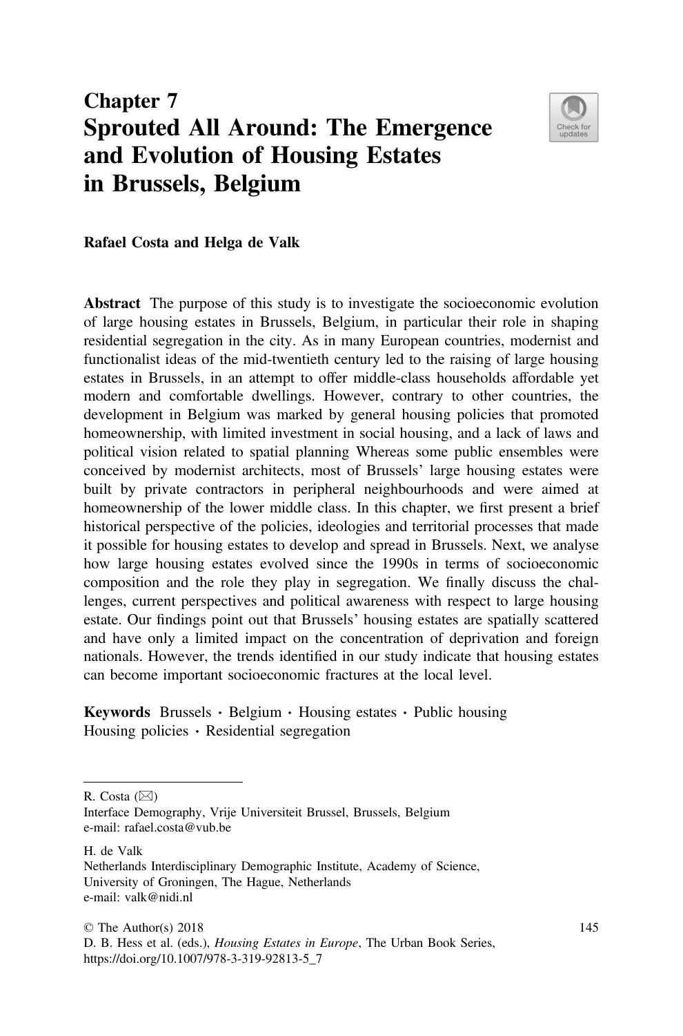# Chapter 7
# Sprouted All Around: The Emergence and Evolution of Housing Estates in Brussels, Belgium

**Rafael Costa and Helga de Valk**

**Abstract** The purpose of this study is to investigate the socioeconomic evolution of large housing estates in Brussels, Belgium, in particular their role in shaping residential segregation in the city. As in many European countries, modernist and functionalist ideas of the mid-twentieth century led to the raising of large housing estates in Brussels, in an attempt to offer middle-class households affordable yet modern and comfortable dwellings. However, contrary to other countries, the development in Belgium was marked by general housing policies that promoted homeownership, with limited investment in social housing, and a lack of laws and political vision related to spatial planning Whereas some public ensembles were conceived by modernist architects, most of Brussels' large housing estates were built by private contractors in peripheral neighbourhoods and were aimed at homeownership of the lower middle class. In this chapter, we first present a brief historical perspective of the policies, ideologies and territorial processes that made it possible for housing estates to develop and spread in Brussels. Next, we analyse how large housing estates evolved since the 1990s in terms of socioeconomic composition and the role they play in segregation. We finally discuss the challenges, current perspectives and political awareness with respect to large housing estate. Our findings point out that Brussels' housing estates are spatially scattered and have only a limited impact on the concentration of deprivation and foreign nationals. However, the trends identified in our study indicate that housing estates can become important socioeconomic fractures at the local level.

**Keywords** Brussels · Belgium · Housing estates · Public housing
Housing policies · Residential segregation

---

R. Costa (✉)
Interface Demography, Vrije Universiteit Brussel, Brussels, Belgium
e-mail: rafael.costa@vub.be

H. de Valk
Netherlands Interdisciplinary Demographic Institute, Academy of Science, University of Groningen, The Hague, Netherlands
e-mail: valk@nidi.nl

© The Author(s) 2018
D. B. Hess et al. (eds.), *Housing Estates in Europe*, The Urban Book Series,
https://doi.org/10.1007/978-3-319-92813-5_7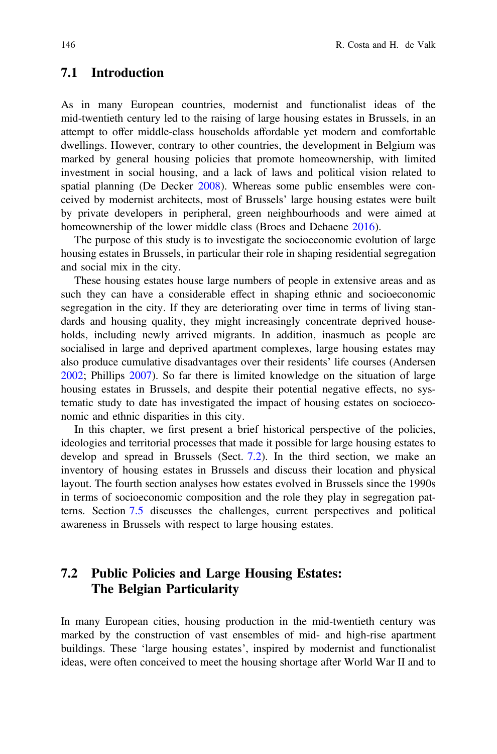## 7.1 Introduction

As in many European countries, modernist and functionalist ideas of the mid-twentieth century led to the raising of large housing estates in Brussels, in an attempt to offer middle-class households affordable yet modern and comfortable dwellings. However, contrary to other countries, the development in Belgium was marked by general housing policies that promote homeownership, with limited investment in social housing, and a lack of laws and political vision related to spatial planning (De Decker 2008). Whereas some public ensembles were conceived by modernist architects, most of Brussels' large housing estates were built by private developers in peripheral, green neighbourhoods and were aimed at homeownership of the lower middle class (Broes and Dehaene 2016).

The purpose of this study is to investigate the socioeconomic evolution of large housing estates in Brussels, in particular their role in shaping residential segregation and social mix in the city.

These housing estates house large numbers of people in extensive areas and as such they can have a considerable effect in shaping ethnic and socioeconomic segregation in the city. If they are deteriorating over time in terms of living standards and housing quality, they might increasingly concentrate deprived households, including newly arrived migrants. In addition, inasmuch as people are socialised in large and deprived apartment complexes, large housing estates may also produce cumulative disadvantages over their residents' life courses (Andersen 2002; Phillips 2007). So far there is limited knowledge on the situation of large housing estates in Brussels, and despite their potential negative effects, no systematic study to date has investigated the impact of housing estates on socioeconomic and ethnic disparities in this city.

In this chapter, we first present a brief historical perspective of the policies, ideologies and territorial processes that made it possible for large housing estates to develop and spread in Brussels (Sect. 7.2). In the third section, we make an inventory of housing estates in Brussels and discuss their location and physical layout. The fourth section analyses how estates evolved in Brussels since the 1990s in terms of socioeconomic composition and the role they play in segregation patterns. Section 7.5 discusses the challenges, current perspectives and political awareness in Brussels with respect to large housing estates.

## 7.2 Public Policies and Large Housing Estates: The Belgian Particularity

In many European cities, housing production in the mid-twentieth century was marked by the construction of vast ensembles of mid- and high-rise apartment buildings. These 'large housing estates', inspired by modernist and functionalist ideas, were often conceived to meet the housing shortage after World War II and to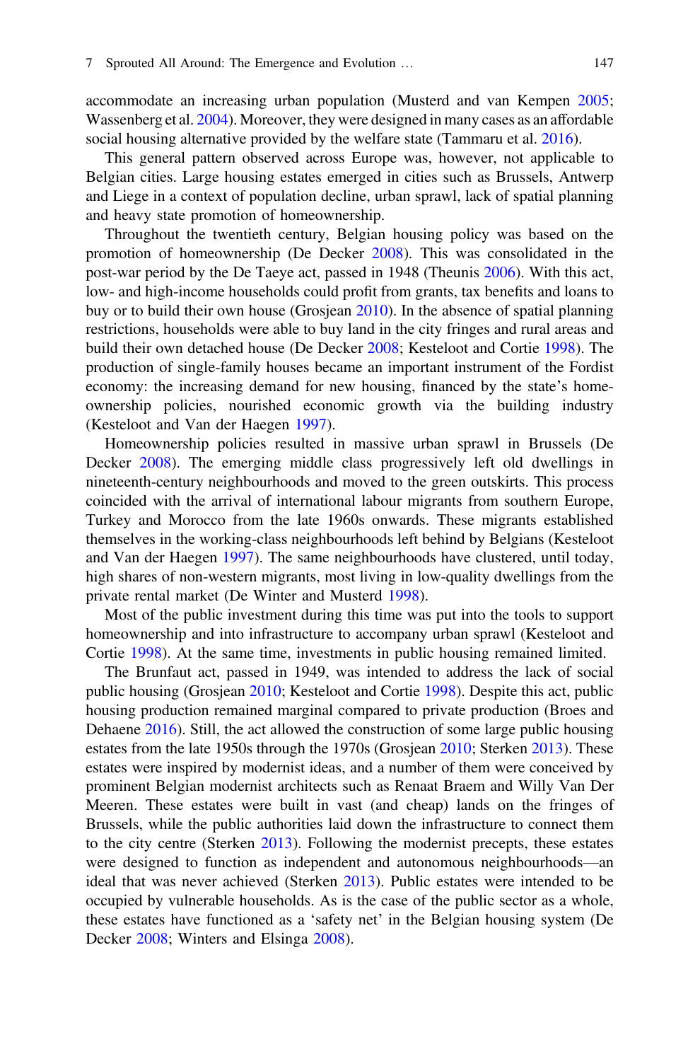accommodate an increasing urban population (Musterd and van Kempen 2005; Wassenberg et al. 2004). Moreover, they were designed in many cases as an affordable social housing alternative provided by the welfare state (Tammaru et al. 2016).

This general pattern observed across Europe was, however, not applicable to Belgian cities. Large housing estates emerged in cities such as Brussels, Antwerp and Liege in a context of population decline, urban sprawl, lack of spatial planning and heavy state promotion of homeownership.

Throughout the twentieth century, Belgian housing policy was based on the promotion of homeownership (De Decker 2008). This was consolidated in the post-war period by the De Taeye act, passed in 1948 (Theunis 2006). With this act, low- and high-income households could profit from grants, tax benefits and loans to buy or to build their own house (Grosjean 2010). In the absence of spatial planning restrictions, households were able to buy land in the city fringes and rural areas and build their own detached house (De Decker 2008; Kesteloot and Cortie 1998). The production of single-family houses became an important instrument of the Fordist economy: the increasing demand for new housing, financed by the state's homeownership policies, nourished economic growth via the building industry (Kesteloot and Van der Haegen 1997).

Homeownership policies resulted in massive urban sprawl in Brussels (De Decker 2008). The emerging middle class progressively left old dwellings in nineteenth-century neighbourhoods and moved to the green outskirts. This process coincided with the arrival of international labour migrants from southern Europe, Turkey and Morocco from the late 1960s onwards. These migrants established themselves in the working-class neighbourhoods left behind by Belgians (Kesteloot and Van der Haegen 1997). The same neighbourhoods have clustered, until today, high shares of non-western migrants, most living in low-quality dwellings from the private rental market (De Winter and Musterd 1998).

Most of the public investment during this time was put into the tools to support homeownership and into infrastructure to accompany urban sprawl (Kesteloot and Cortie 1998). At the same time, investments in public housing remained limited.

The Brunfaut act, passed in 1949, was intended to address the lack of social public housing (Grosjean 2010; Kesteloot and Cortie 1998). Despite this act, public housing production remained marginal compared to private production (Broes and Dehaene 2016). Still, the act allowed the construction of some large public housing estates from the late 1950s through the 1970s (Grosjean 2010; Sterken 2013). These estates were inspired by modernist ideas, and a number of them were conceived by prominent Belgian modernist architects such as Renaat Braem and Willy Van Der Meeren. These estates were built in vast (and cheap) lands on the fringes of Brussels, while the public authorities laid down the infrastructure to connect them to the city centre (Sterken 2013). Following the modernist precepts, these estates were designed to function as independent and autonomous neighbourhoods—an ideal that was never achieved (Sterken 2013). Public estates were intended to be occupied by vulnerable households. As is the case of the public sector as a whole, these estates have functioned as a 'safety net' in the Belgian housing system (De Decker 2008; Winters and Elsinga 2008).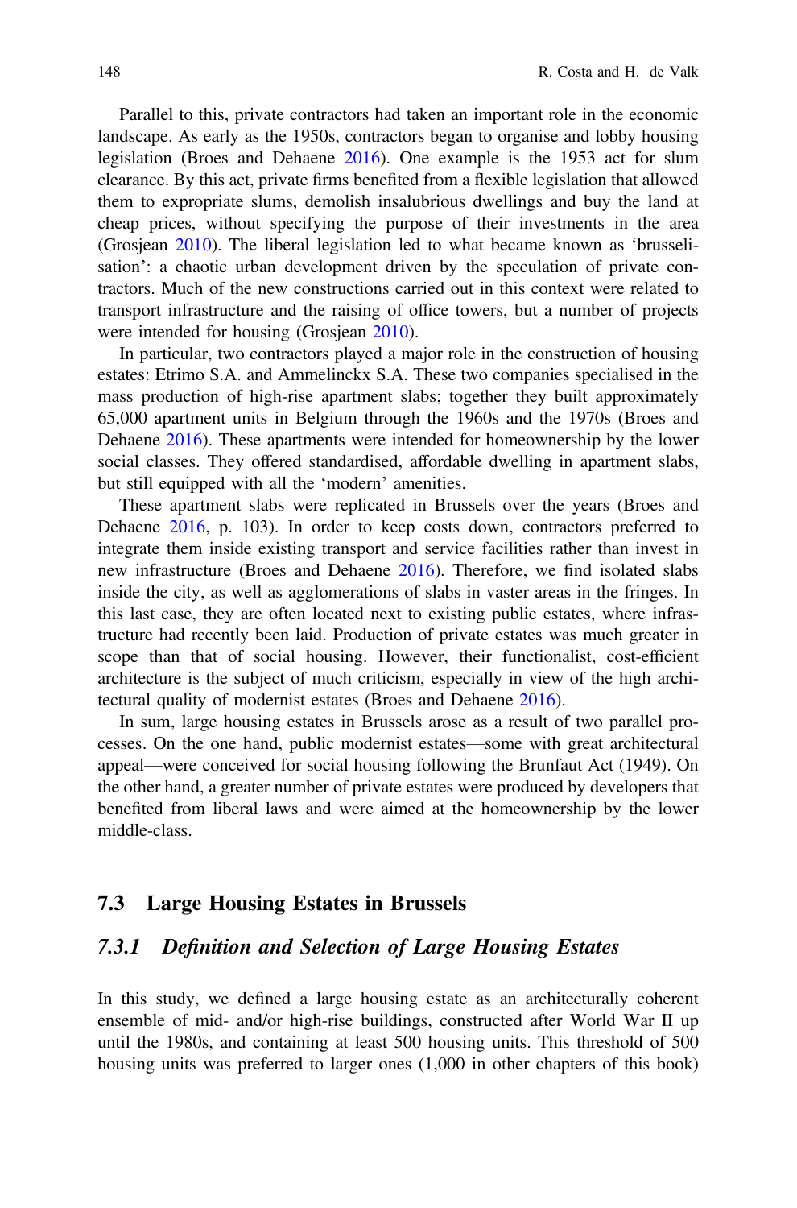Parallel to this, private contractors had taken an important role in the economic landscape. As early as the 1950s, contractors began to organise and lobby housing legislation (Broes and Dehaene 2016). One example is the 1953 act for slum clearance. By this act, private firms benefited from a flexible legislation that allowed them to expropriate slums, demolish insalubrious dwellings and buy the land at cheap prices, without specifying the purpose of their investments in the area (Grosjean 2010). The liberal legislation led to what became known as 'bruxellisation': a chaotic urban development driven by the speculation of private contractors. Much of the new constructions carried out in this context were related to transport infrastructure and the raising of office towers, but a number of projects were intended for housing (Grosjean 2010).

In particular, two contractors played a major role in the construction of housing estates: Etrimo S.A. and Ammelinckx S.A. These two companies specialised in the mass production of high-rise apartment slabs; together they built approximately 65,000 apartment units in Belgium through the 1960s and the 1970s (Broes and Dehaene 2016). These apartments were intended for homeownership by the lower social classes. They offered standardised, affordable dwelling in apartment slabs, but still equipped with all the 'modern' amenities.

These apartment slabs were replicated in Brussels over the years (Broes and Dehaene 2016, p. 103). In order to keep costs down, contractors preferred to integrate them inside existing transport and service facilities rather than invest in new infrastructure (Broes and Dehaene 2016). Therefore, we find isolated slabs inside the city, as well as agglomerations of slabs in vaster areas in the fringes. In this last case, they are often located next to existing public estates, where infrastructure had recently been laid. Production of private estates was much greater in scope than that of social housing. However, their functionalist, cost-efficient architecture is the subject of much criticism, especially in view of the high architectural quality of modernist estates (Broes and Dehaene 2016).

In sum, large housing estates in Brussels arose as a result of two parallel processes. On the one hand, public modernist estates—some with great architectural appeal—were conceived for social housing following the Brunfaut Act (1949). On the other hand, a greater number of private estates were produced by developers that benefited from liberal laws and were aimed at the homeownership by the lower middle-class.

## 7.3 Large Housing Estates in Brussels

### *7.3.1 Definition and Selection of Large Housing Estates*

In this study, we defined a large housing estate as an architecturally coherent ensemble of mid- and/or high-rise buildings, constructed after World War II up until the 1980s, and containing at least 500 housing units. This threshold of 500 housing units was preferred to larger ones (1,000 in other chapters of this book)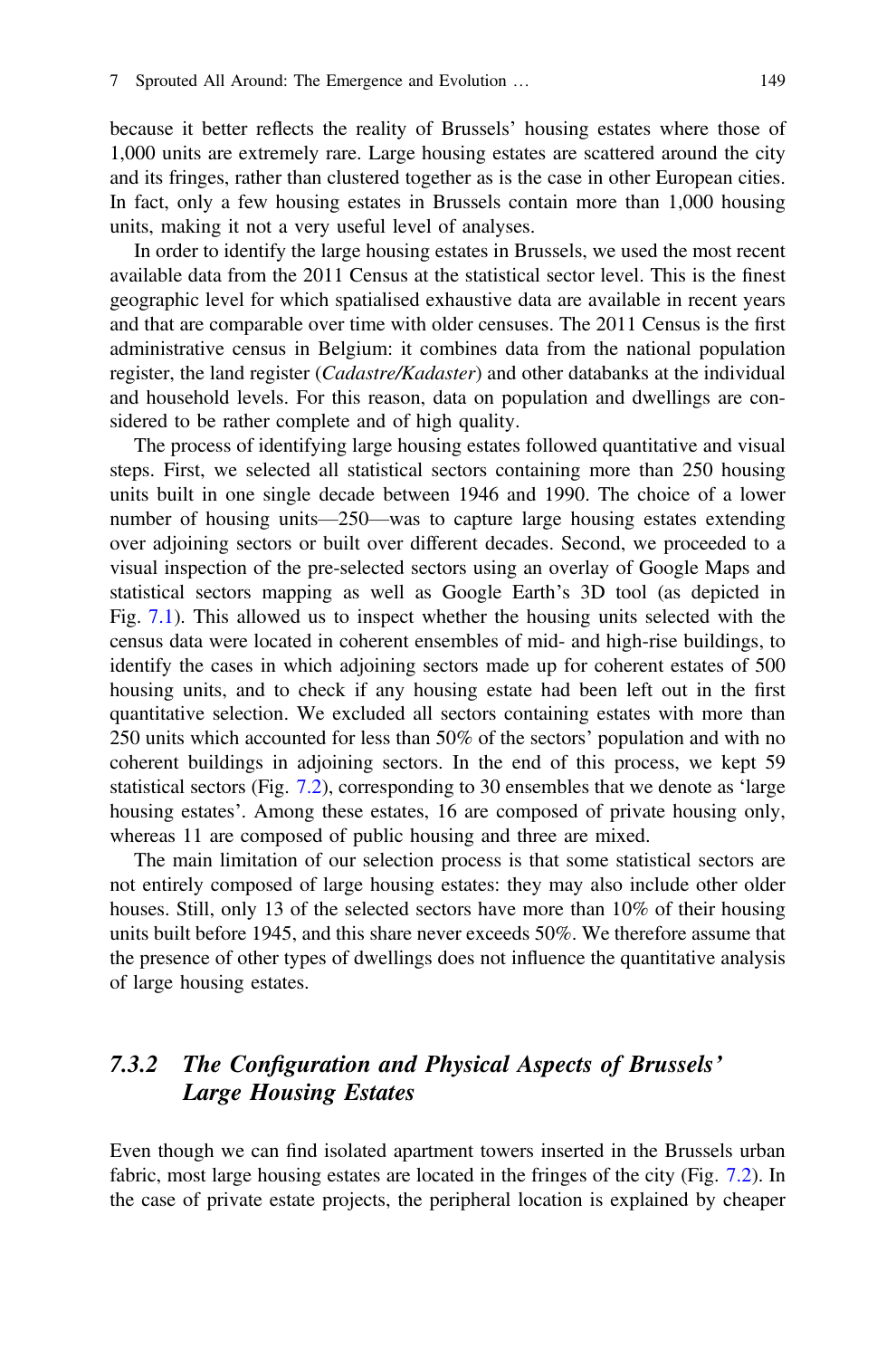because it better reflects the reality of Brussels' housing estates where those of 1,000 units are extremely rare. Large housing estates are scattered around the city and its fringes, rather than clustered together as is the case in other European cities. In fact, only a few housing estates in Brussels contain more than 1,000 housing units, making it not a very useful level of analyses.

In order to identify the large housing estates in Brussels, we used the most recent available data from the 2011 Census at the statistical sector level. This is the finest geographic level for which spatialised exhaustive data are available in recent years and that are comparable over time with older censuses. The 2011 Census is the first administrative census in Belgium: it combines data from the national population register, the land register (*Cadastre/Kadaster*) and other databanks at the individual and household levels. For this reason, data on population and dwellings are considered to be rather complete and of high quality.

The process of identifying large housing estates followed quantitative and visual steps. First, we selected all statistical sectors containing more than 250 housing units built in one single decade between 1946 and 1990. The choice of a lower number of housing units—250—was to capture large housing estates extending over adjoining sectors or built over different decades. Second, we proceeded to a visual inspection of the pre-selected sectors using an overlay of Google Maps and statistical sectors mapping as well as Google Earth's 3D tool (as depicted in Fig. 7.1). This allowed us to inspect whether the housing units selected with the census data were located in coherent ensembles of mid- and high-rise buildings, to identify the cases in which adjoining sectors made up for coherent estates of 500 housing units, and to check if any housing estate had been left out in the first quantitative selection. We excluded all sectors containing estates with more than 250 units which accounted for less than 50% of the sectors' population and with no coherent buildings in adjoining sectors. In the end of this process, we kept 59 statistical sectors (Fig. 7.2), corresponding to 30 ensembles that we denote as 'large housing estates'. Among these estates, 16 are composed of private housing only, whereas 11 are composed of public housing and three are mixed.

The main limitation of our selection process is that some statistical sectors are not entirely composed of large housing estates: they may also include other older houses. Still, only 13 of the selected sectors have more than 10% of their housing units built before 1945, and this share never exceeds 50%. We therefore assume that the presence of other types of dwellings does not influence the quantitative analysis of large housing estates.

### 7.3.2 The Configuration and Physical Aspects of Brussels' Large Housing Estates

Even though we can find isolated apartment towers inserted in the Brussels urban fabric, most large housing estates are located in the fringes of the city (Fig. 7.2). In the case of private estate projects, the peripheral location is explained by cheaper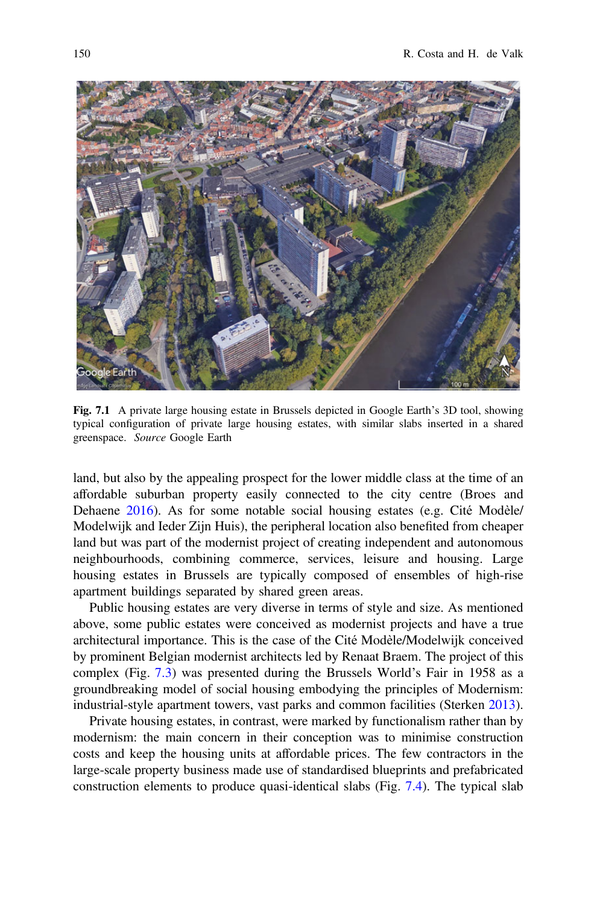Fig. 7.1 A private large housing estate in Brussels depicted in Google Earth's 3D tool, showing typical configuration of private large housing estates, with similar slabs inserted in a shared greenspace. *Source* Google Earth

land, but also by the appealing prospect for the lower middle class at the time of an affordable suburban property easily connected to the city centre (Broes and Dehaene 2016). As for some notable social housing estates (e.g. Cité Modèle/Modelwijk and Ieder Zijn Huis), the peripheral location also benefited from cheaper land but was part of the modernist project of creating independent and autonomous neighbourhoods, combining commerce, services, leisure and housing. Large housing estates in Brussels are typically composed of ensembles of high-rise apartment buildings separated by shared green areas.

Public housing estates are very diverse in terms of style and size. As mentioned above, some public estates were conceived as modernist projects and have a true architectural importance. This is the case of the Cité Modèle/Modelwijk conceived by prominent Belgian modernist architects led by Renaat Braem. The project of this complex (Fig. 7.3) was presented during the Brussels World's Fair in 1958 as a groundbreaking model of social housing embodying the principles of Modernism: industrial-style apartment towers, vast parks and common facilities (Sterken 2013).

Private housing estates, in contrast, were marked by functionalism rather than by modernism: the main concern in their conception was to minimise construction costs and keep the housing units at affordable prices. The few contractors in the large-scale property business made use of standardised blueprints and prefabricated construction elements to produce quasi-identical slabs (Fig. 7.4). The typical slab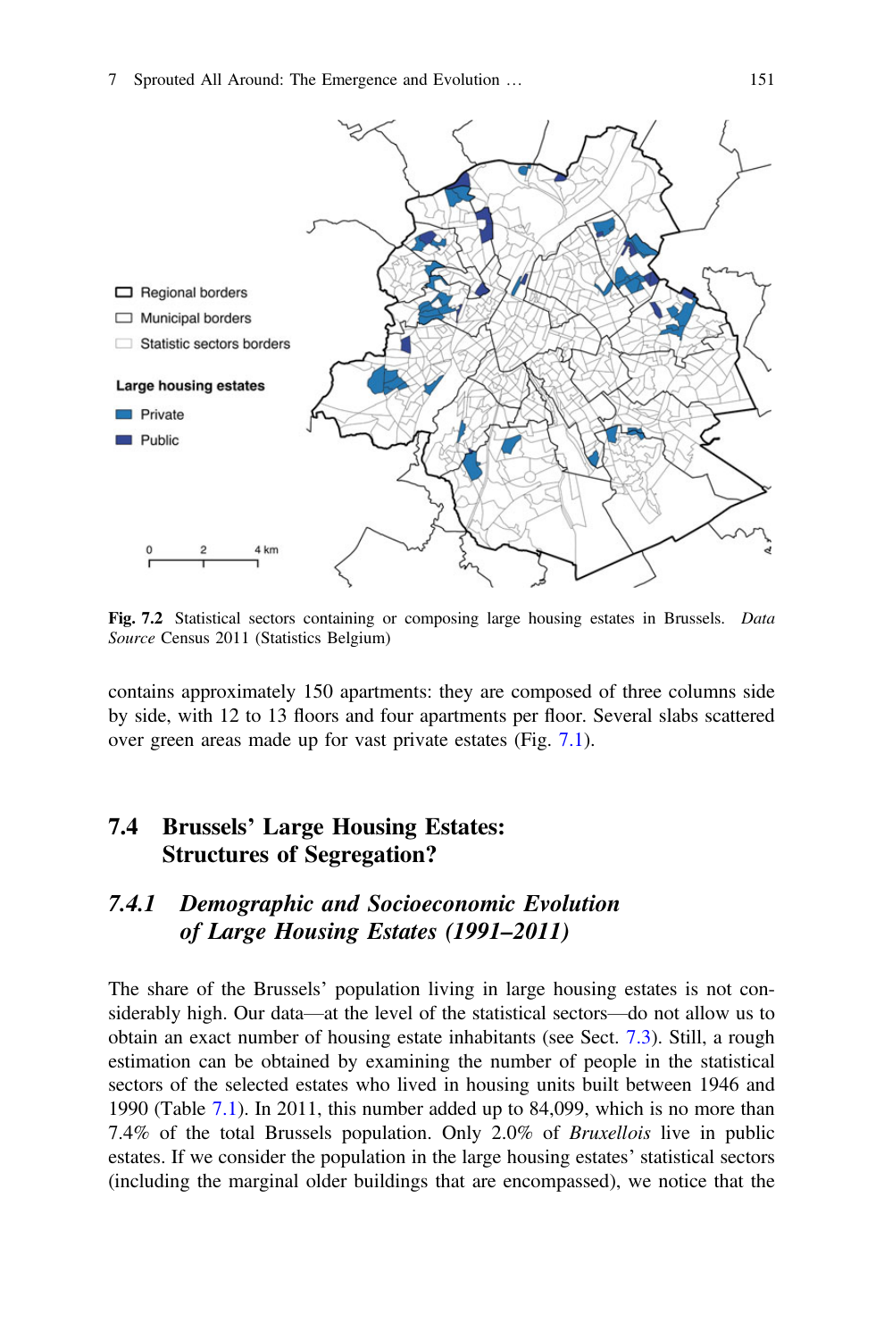Fig. 7.2 Statistical sectors containing or composing large housing estates in Brussels. *Data Source* Census 2011 (Statistics Belgium)

contains approximately 150 apartments: they are composed of three columns side by side, with 12 to 13 floors and four apartments per floor. Several slabs scattered over green areas made up for vast private estates (Fig. 7.1).

## 7.4 Brussels' Large Housing Estates: Structures of Segregation?

### *7.4.1 Demographic and Socioeconomic Evolution of Large Housing Estates (1991–2011)*

The share of the Brussels' population living in large housing estates is not considerably high. Our data—at the level of the statistical sectors—do not allow us to obtain an exact number of housing estate inhabitants (see Sect. 7.3). Still, a rough estimation can be obtained by examining the number of people in the statistical sectors of the selected estates who lived in housing units built between 1946 and 1990 (Table 7.1). In 2011, this number added up to 84,099, which is no more than 7.4% of the total Brussels population. Only 2.0% of *Bruxellois* live in public estates. If we consider the population in the large housing estates' statistical sectors (including the marginal older buildings that are encompassed), we notice that the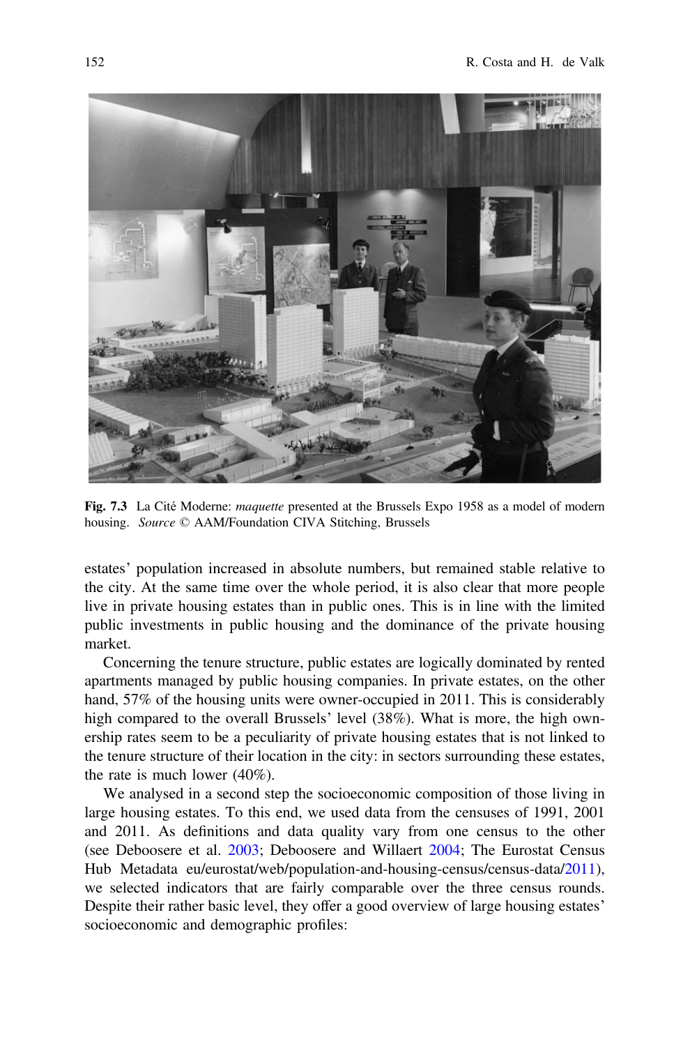Fig. 7.3 La Cité Moderne: *maquette* presented at the Brussels Expo 1958 as a model of modern housing. *Source* © AAM/Foundation CIVA Stitching, Brussels

estates' population increased in absolute numbers, but remained stable relative to the city. At the same time over the whole period, it is also clear that more people live in private housing estates than in public ones. This is in line with the limited public investments in public housing and the dominance of the private housing market.

Concerning the tenure structure, public estates are logically dominated by rented apartments managed by public housing companies. In private estates, on the other hand, 57% of the housing units were owner-occupied in 2011. This is considerably high compared to the overall Brussels' level (38%). What is more, the high ownership rates seem to be a peculiarity of private housing estates that is not linked to the tenure structure of their location in the city: in sectors surrounding these estates, the rate is much lower (40%).

We analysed in a second step the socioeconomic composition of those living in large housing estates. To this end, we used data from the censuses of 1991, 2001 and 2011. As definitions and data quality vary from one census to the other (see Deboosere et al. 2003; Deboosere and Willaert 2004; The Eurostat Census Hub Metadata eu/eurostat/web/population-and-housing-census/census-data/2011), we selected indicators that are fairly comparable over the three census rounds. Despite their rather basic level, they offer a good overview of large housing estates' socioeconomic and demographic profiles: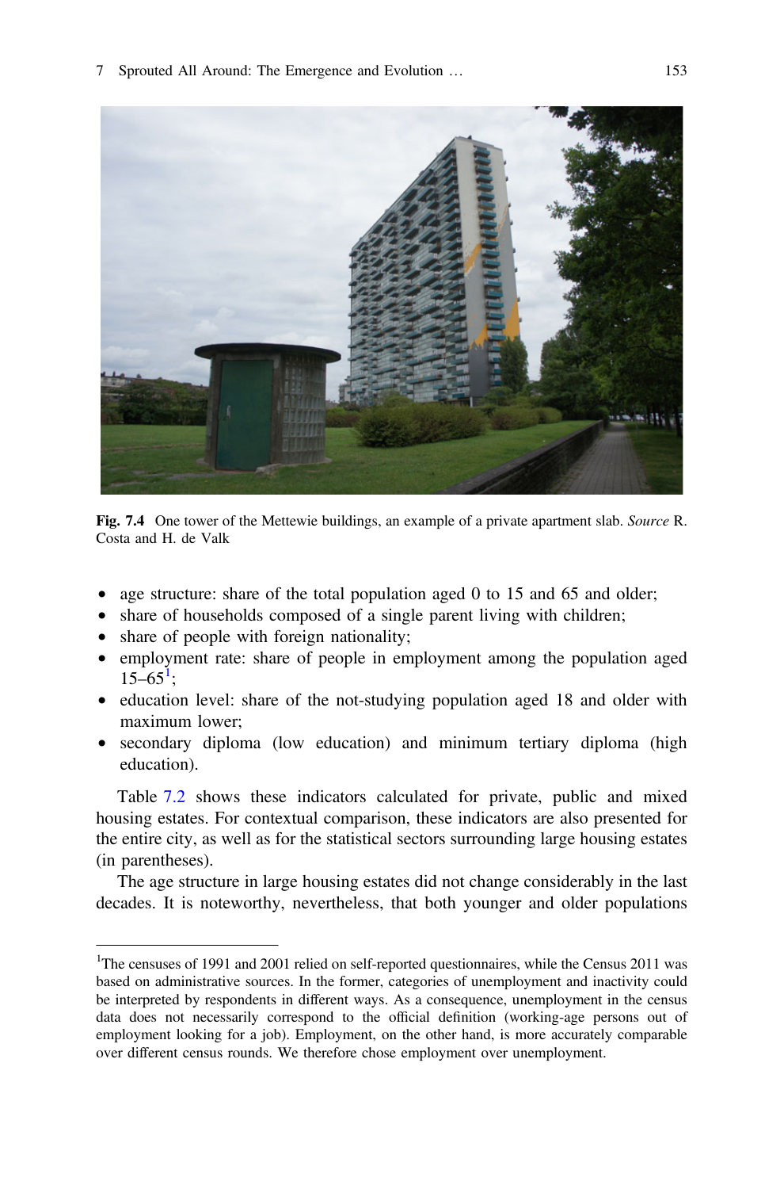Fig. 7.4 One tower of the Mettewie buildings, an example of a private apartment slab. *Source* R. Costa and H. de Valk

- age structure: share of the total population aged 0 to 15 and 65 and older;
- share of households composed of a single parent living with children;
- share of people with foreign nationality;
- employment rate: share of people in employment among the population aged 15–65[1];
- education level: share of the not-studying population aged 18 and older with maximum lower;
- secondary diploma (low education) and minimum tertiary diploma (high education).

Table 7.2 shows these indicators calculated for private, public and mixed housing estates. For contextual comparison, these indicators are also presented for the entire city, as well as for the statistical sectors surrounding large housing estates (in parentheses).

The age structure in large housing estates did not change considerably in the last decades. It is noteworthy, nevertheless, that both younger and older populations

---

[1]The censuses of 1991 and 2001 relied on self-reported questionnaires, while the Census 2011 was based on administrative sources. In the former, categories of unemployment and inactivity could be interpreted by respondents in different ways. As a consequence, unemployment in the census data does not necessarily correspond to the official definition (working-age persons out of employment looking for a job). Employment, on the other hand, is more accurately comparable over different census rounds. We therefore chose employment over unemployment.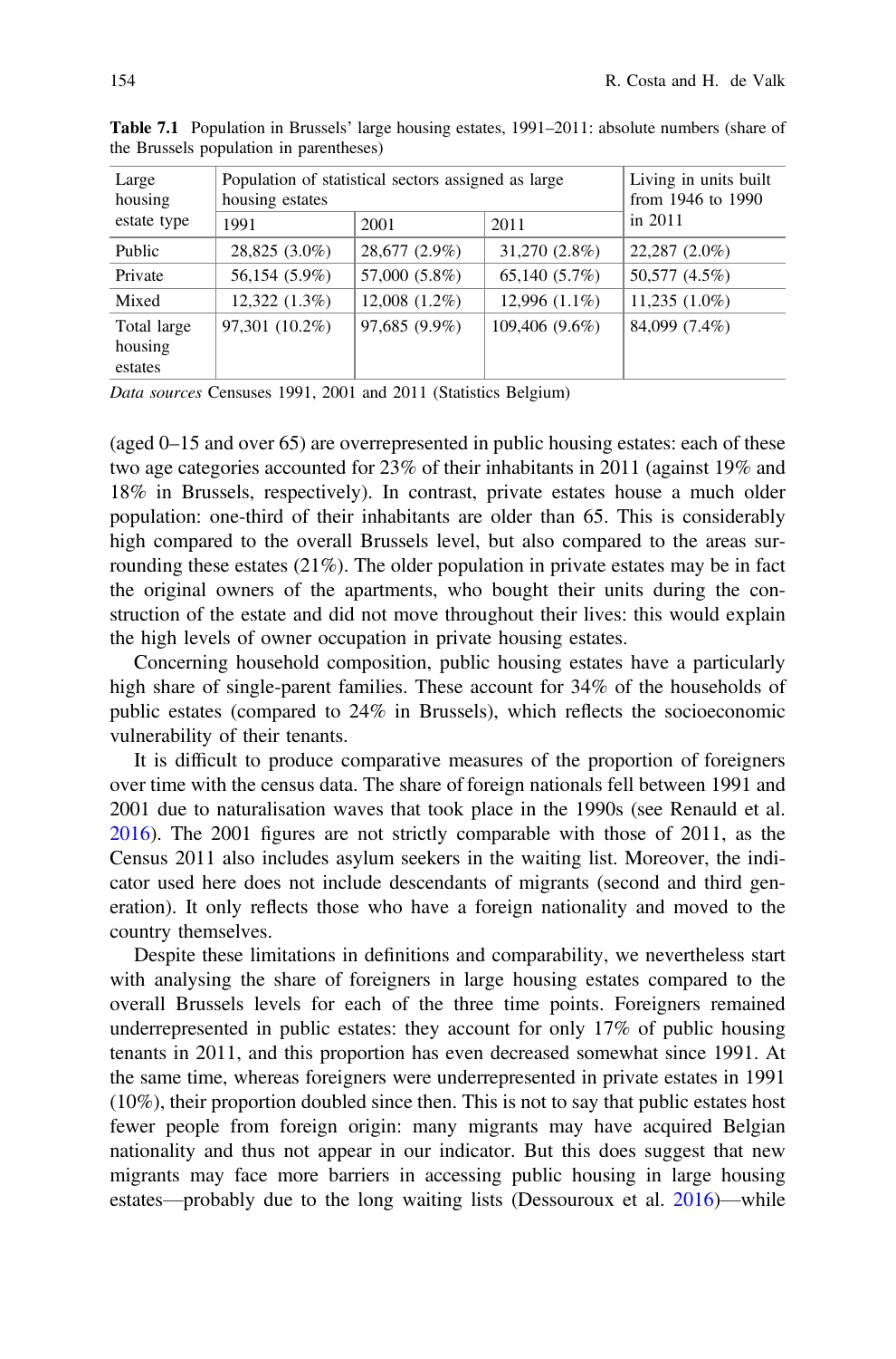**Table 7.1** Population in Brussels' large housing estates, 1991–2011: absolute numbers (share of the Brussels population in parentheses)

| Large housing estate type | Population of statistical sectors assigned as large housing estates | | | Living in units built from 1946 to 1990 in 2011 |
|---|---|---|---|---|
| | 1991 | 2001 | 2011 | |
| Public | 28,825 (3.0%) | 28,677 (2.9%) | 31,270 (2.8%) | 22,287 (2.0%) |
| Private | 56,154 (5.9%) | 57,000 (5.8%) | 65,140 (5.7%) | 50,577 (4.5%) |
| Mixed | 12,322 (1.3%) | 12,008 (1.2%) | 12,996 (1.1%) | 11,235 (1.0%) |
| Total large housing estates | 97,301 (10.2%) | 97,685 (9.9%) | 109,406 (9.6%) | 84,099 (7.4%) |

*Data sources* Censuses 1991, 2001 and 2011 (Statistics Belgium)

(aged 0–15 and over 65) are overrepresented in public housing estates: each of these two age categories accounted for 23% of their inhabitants in 2011 (against 19% and 18% in Brussels, respectively). In contrast, private estates house a much older population: one-third of their inhabitants are older than 65. This is considerably high compared to the overall Brussels level, but also compared to the areas surrounding these estates (21%). The older population in private estates may be in fact the original owners of the apartments, who bought their units during the construction of the estate and did not move throughout their lives: this would explain the high levels of owner occupation in private housing estates.

Concerning household composition, public housing estates have a particularly high share of single-parent families. These account for 34% of the households of public estates (compared to 24% in Brussels), which reflects the socioeconomic vulnerability of their tenants.

It is difficult to produce comparative measures of the proportion of foreigners over time with the census data. The share of foreign nationals fell between 1991 and 2001 due to naturalisation waves that took place in the 1990s (see Renauld et al. 2016). The 2001 figures are not strictly comparable with those of 2011, as the Census 2011 also includes asylum seekers in the waiting list. Moreover, the indicator used here does not include descendants of migrants (second and third generation). It only reflects those who have a foreign nationality and moved to the country themselves.

Despite these limitations in definitions and comparability, we nevertheless start with analysing the share of foreigners in large housing estates compared to the overall Brussels levels for each of the three time points. Foreigners remained underrepresented in public estates: they account for only 17% of public housing tenants in 2011, and this proportion has even decreased somewhat since 1991. At the same time, whereas foreigners were underrepresented in private estates in 1991 (10%), their proportion doubled since then. This is not to say that public estates host fewer people from foreign origin: many migrants may have acquired Belgian nationality and thus not appear in our indicator. But this does suggest that new migrants may face more barriers in accessing public housing in large housing estates—probably due to the long waiting lists (Dessouroux et al. 2016)—while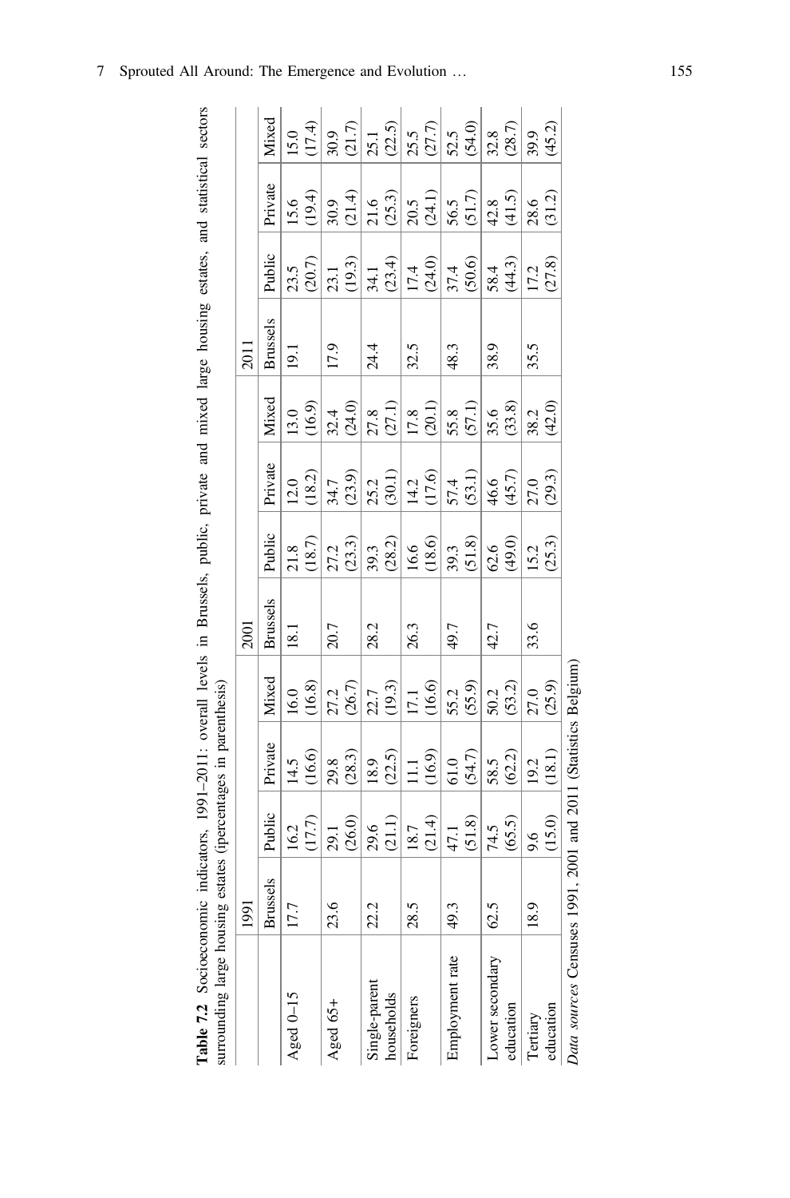**Table 7.2** Socioeconomic indicators, 1991–2011: overall levels in Brussels, public, private and mixed large housing estates, and statistical sectors surrounding large housing estates (ipercentages in parenthesis)

| | 1991 | | | | 2001 | | | | 2011 | | | |
|---|---|---|---|---|---|---|---|---|---|---|---|---|
| | Brussels | Public | Private | Mixed | Brussels | Public | Private | Mixed | Brussels | Public | Private | Mixed |
| Aged 0–15 | 17.7 | 16.2 (17.7) | 14.5 (16.6) | 16.0 (16.8) | 18.1 | 21.8 (18.7) | 12.0 (18.2) | 13.0 (16.9) | 19.1 | 23.5 (20.7) | 15.6 (19.4) | 15.0 (17.4) |
| Aged 65+ | 23.6 | 29.1 (26.0) | 29.8 (28.3) | 27.2 (26.7) | 20.7 | 27.2 (23.3) | 34.7 (23.9) | 32.4 (24.0) | 17.9 | 23.1 (19.3) | 30.9 (21.4) | 30.9 (21.7) |
| Single-parent households | 22.2 | 29.6 (21.1) | 18.9 (22.5) | 22.7 (19.3) | 28.2 | 39.3 (28.2) | 25.2 (30.1) | 27.8 (27.1) | 24.4 | 34.1 (23.4) | 21.6 (25.3) | 25.1 (22.5) |
| Foreigners | 28.5 | 18.7 (21.4) | 11.1 (16.9) | 17.1 (16.6) | 26.3 | 16.6 (18.6) | 14.2 (17.6) | 17.8 (20.1) | 32.5 | 17.4 (24.0) | 20.5 (24.1) | 25.5 (27.7) |
| Employment rate | 49.3 | 47.1 (51.8) | 61.0 (54.7) | 55.2 (55.9) | 49.7 | 39.3 (51.8) | 57.4 (53.1) | 55.8 (57.1) | 48.3 | 37.4 (50.6) | 56.5 (51.7) | 52.5 (54.0) |
| Lower secondary education | 62.5 | 74.5 (65.5) | 58.5 (62.2) | 50.2 (53.2) | 42.7 | 62.6 (49.0) | 46.6 (45.7) | 35.6 (33.8) | 38.9 | 58.4 (44.3) | 42.8 (41.5) | 32.8 (28.7) |
| Tertiary education | 18.9 | 9.6 (15.0) | 19.2 (18.1) | 27.0 (25.9) | 33.6 | 15.2 (25.3) | 27.0 (29.3) | 38.2 (42.0) | 35.5 | 17.2 (27.8) | 28.6 (31.2) | 39.9 (45.2) |

*Data sources* Censuses 1991, 2001 and 2011 (Statistics Belgium)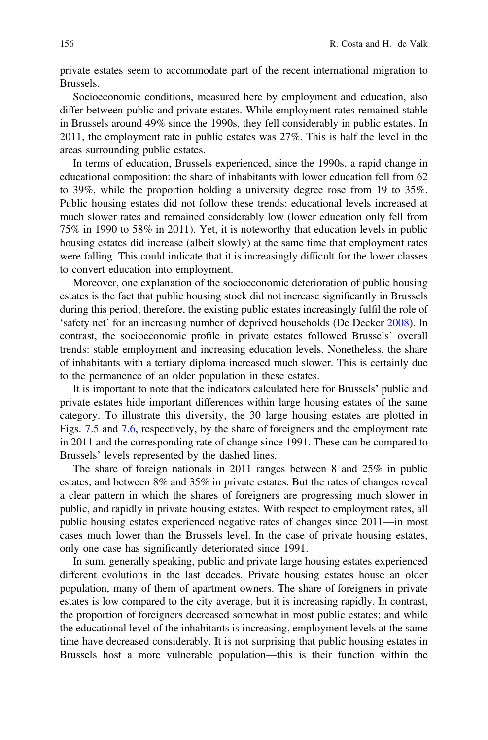private estates seem to accommodate part of the recent international migration to Brussels.

Socioeconomic conditions, measured here by employment and education, also differ between public and private estates. While employment rates remained stable in Brussels around 49% since the 1990s, they fell considerably in public estates. In 2011, the employment rate in public estates was 27%. This is half the level in the areas surrounding public estates.

In terms of education, Brussels experienced, since the 1990s, a rapid change in educational composition: the share of inhabitants with lower education fell from 62 to 39%, while the proportion holding a university degree rose from 19 to 35%. Public housing estates did not follow these trends: educational levels increased at much slower rates and remained considerably low (lower education only fell from 75% in 1990 to 58% in 2011). Yet, it is noteworthy that education levels in public housing estates did increase (albeit slowly) at the same time that employment rates were falling. This could indicate that it is increasingly difficult for the lower classes to convert education into employment.

Moreover, one explanation of the socioeconomic deterioration of public housing estates is the fact that public housing stock did not increase significantly in Brussels during this period; therefore, the existing public estates increasingly fulfil the role of 'safety net' for an increasing number of deprived households (De Decker 2008). In contrast, the socioeconomic profile in private estates followed Brussels' overall trends: stable employment and increasing education levels. Nonetheless, the share of inhabitants with a tertiary diploma increased much slower. This is certainly due to the permanence of an older population in these estates.

It is important to note that the indicators calculated here for Brussels' public and private estates hide important differences within large housing estates of the same category. To illustrate this diversity, the 30 large housing estates are plotted in Figs. 7.5 and 7.6, respectively, by the share of foreigners and the employment rate in 2011 and the corresponding rate of change since 1991. These can be compared to Brussels' levels represented by the dashed lines.

The share of foreign nationals in 2011 ranges between 8 and 25% in public estates, and between 8% and 35% in private estates. But the rates of changes reveal a clear pattern in which the shares of foreigners are progressing much slower in public, and rapidly in private housing estates. With respect to employment rates, all public housing estates experienced negative rates of changes since 2011—in most cases much lower than the Brussels level. In the case of private housing estates, only one case has significantly deteriorated since 1991.

In sum, generally speaking, public and private large housing estates experienced different evolutions in the last decades. Private housing estates house an older population, many of them of apartment owners. The share of foreigners in private estates is low compared to the city average, but it is increasing rapidly. In contrast, the proportion of foreigners decreased somewhat in most public estates; and while the educational level of the inhabitants is increasing, employment levels at the same time have decreased considerably. It is not surprising that public housing estates in Brussels host a more vulnerable population—this is their function within the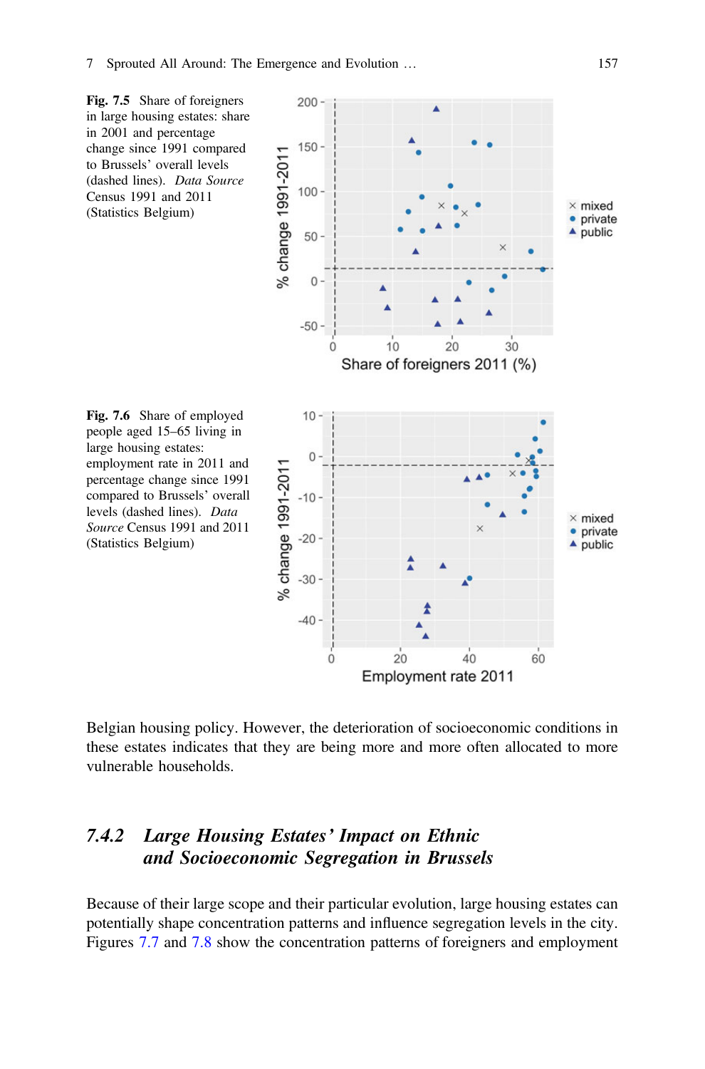**Fig. 7.5** Share of foreigners in large housing estates: share in 2001 and percentage change since 1991 compared to Brussels' overall levels (dashed lines). *Data Source* Census 1991 and 2011 (Statistics Belgium)

**Fig. 7.6** Share of employed people aged 15–65 living in large housing estates: employment rate in 2011 and percentage change since 1991 compared to Brussels' overall levels (dashed lines). *Data Source* Census 1991 and 2011 (Statistics Belgium)

Belgian housing policy. However, the deterioration of socioeconomic conditions in these estates indicates that they are being more and more often allocated to more vulnerable households.

### 7.4.2 Large Housing Estates' Impact on Ethnic and Socioeconomic Segregation in Brussels

Because of their large scope and their particular evolution, large housing estates can potentially shape concentration patterns and influence segregation levels in the city. Figures 7.7 and 7.8 show the concentration patterns of foreigners and employment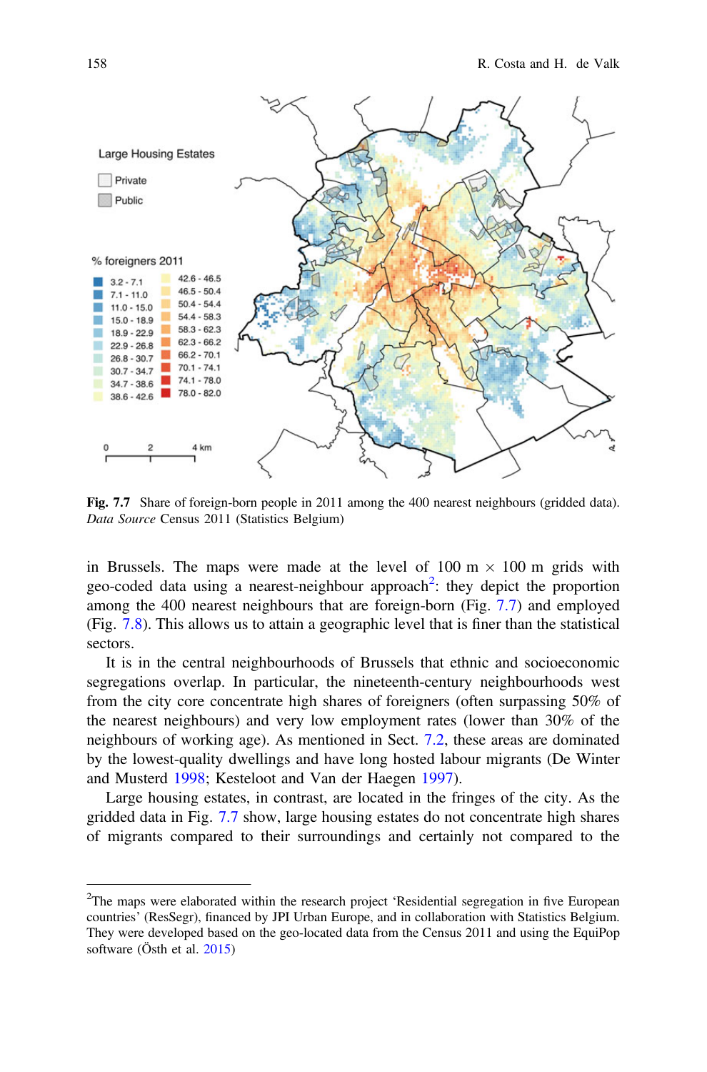**Fig. 7.7** Share of foreign-born people in 2011 among the 400 nearest neighbours (gridded data). *Data Source* Census 2011 (Statistics Belgium)

in Brussels. The maps were made at the level of 100 m × 100 m grids with geo-coded data using a nearest-neighbour approach[2]: they depict the proportion among the 400 nearest neighbours that are foreign-born (Fig. 7.7) and employed (Fig. 7.8). This allows us to attain a geographic level that is finer than the statistical sectors.

It is in the central neighbourhoods of Brussels that ethnic and socioeconomic segregations overlap. In particular, the nineteenth-century neighbourhoods west from the city core concentrate high shares of foreigners (often surpassing 50% of the nearest neighbours) and very low employment rates (lower than 30% of the neighbours of working age). As mentioned in Sect. 7.2, these areas are dominated by the lowest-quality dwellings and have long hosted labour migrants (De Winter and Musterd 1998; Kesteloot and Van der Haegen 1997).

Large housing estates, in contrast, are located in the fringes of the city. As the gridded data in Fig. 7.7 show, large housing estates do not concentrate high shares of migrants compared to their surroundings and certainly not compared to the

[2]The maps were elaborated within the research project 'Residential segregation in five European countries' (ResSegr), financed by JPI Urban Europe, and in collaboration with Statistics Belgium. They were developed based on the geo-located data from the Census 2011 and using the EquiPop software (Östh et al. 2015)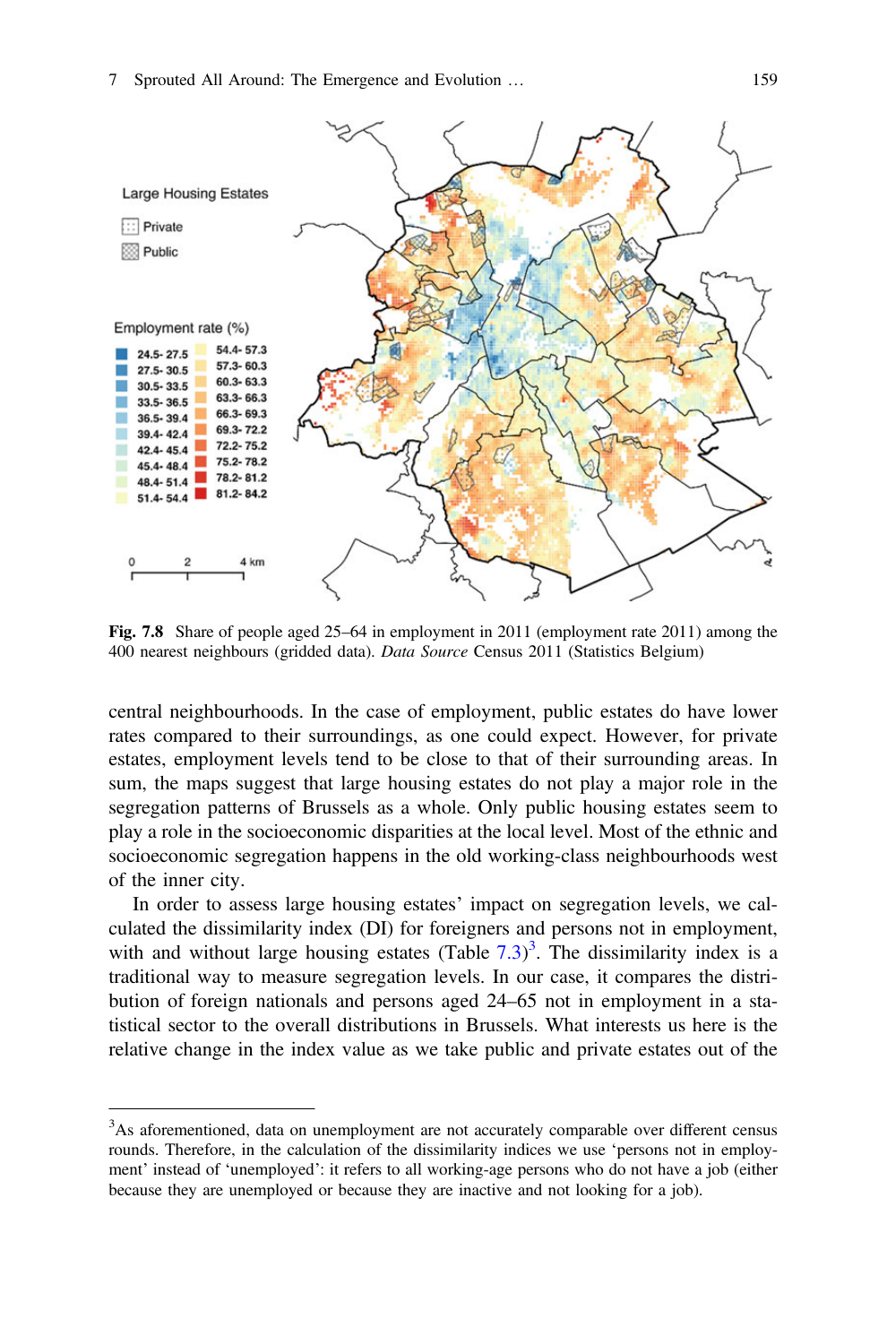Fig. 7.8 Share of people aged 25–64 in employment in 2011 (employment rate 2011) among the 400 nearest neighbours (gridded data). *Data Source* Census 2011 (Statistics Belgium)

central neighbourhoods. In the case of employment, public estates do have lower rates compared to their surroundings, as one could expect. However, for private estates, employment levels tend to be close to that of their surrounding areas. In sum, the maps suggest that large housing estates do not play a major role in the segregation patterns of Brussels as a whole. Only public housing estates seem to play a role in the socioeconomic disparities at the local level. Most of the ethnic and socioeconomic segregation happens in the old working-class neighbourhoods west of the inner city.

In order to assess large housing estates' impact on segregation levels, we calculated the dissimilarity index (DI) for foreigners and persons not in employment, with and without large housing estates (Table 7.3)[3]. The dissimilarity index is a traditional way to measure segregation levels. In our case, it compares the distribution of foreign nationals and persons aged 24–65 not in employment in a statistical sector to the overall distributions in Brussels. What interests us here is the relative change in the index value as we take public and private estates out of the

[3]As aforementioned, data on unemployment are not accurately comparable over different census rounds. Therefore, in the calculation of the dissimilarity indices we use 'persons not in employment' instead of 'unemployed': it refers to all working-age persons who do not have a job (either because they are unemployed or because they are inactive and not looking for a job).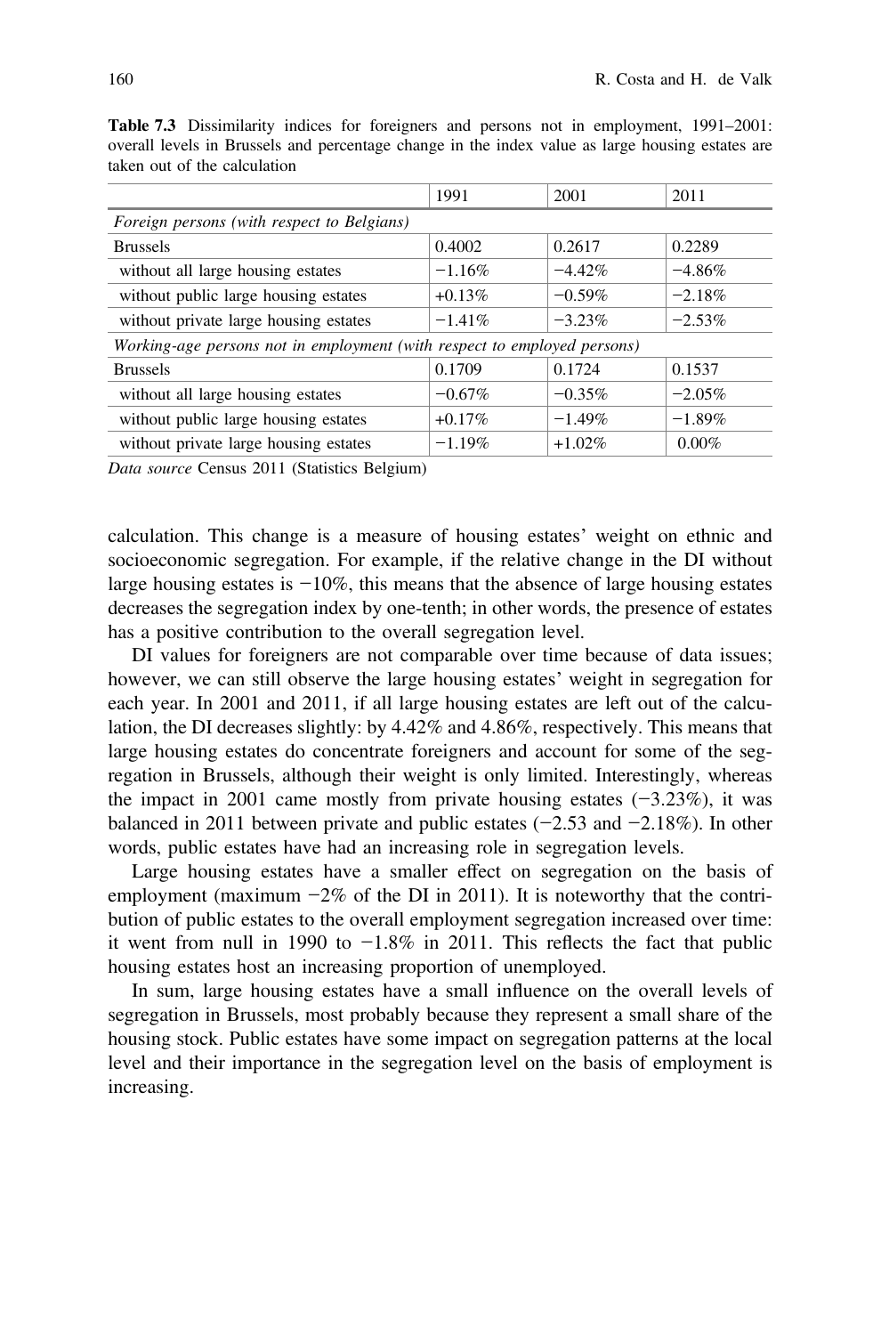**Table 7.3** Dissimilarity indices for foreigners and persons not in employment, 1991–2001: overall levels in Brussels and percentage change in the index value as large housing estates are taken out of the calculation

| | 1991 | 2001 | 2011 |
|---|---|---|---|
| *Foreign persons (with respect to Belgians)* | | | |
| Brussels | 0.4002 | 0.2617 | 0.2289 |
| without all large housing estates | −1.16% | −4.42% | −4.86% |
| without public large housing estates | +0.13% | −0.59% | −2.18% |
| without private large housing estates | −1.41% | −3.23% | −2.53% |
| *Working-age persons not in employment (with respect to employed persons)* | | | |
| Brussels | 0.1709 | 0.1724 | 0.1537 |
| without all large housing estates | −0.67% | −0.35% | −2.05% |
| without public large housing estates | +0.17% | −1.49% | −1.89% |
| without private large housing estates | −1.19% | +1.02% | 0.00% |

*Data source* Census 2011 (Statistics Belgium)

calculation. This change is a measure of housing estates' weight on ethnic and socioeconomic segregation. For example, if the relative change in the DI without large housing estates is −10%, this means that the absence of large housing estates decreases the segregation index by one-tenth; in other words, the presence of estates has a positive contribution to the overall segregation level.

DI values for foreigners are not comparable over time because of data issues; however, we can still observe the large housing estates' weight in segregation for each year. In 2001 and 2011, if all large housing estates are left out of the calculation, the DI decreases slightly: by 4.42% and 4.86%, respectively. This means that large housing estates do concentrate foreigners and account for some of the segregation in Brussels, although their weight is only limited. Interestingly, whereas the impact in 2001 came mostly from private housing estates (−3.23%), it was balanced in 2011 between private and public estates (−2.53 and −2.18%). In other words, public estates have had an increasing role in segregation levels.

Large housing estates have a smaller effect on segregation on the basis of employment (maximum −2% of the DI in 2011). It is noteworthy that the contribution of public estates to the overall employment segregation increased over time: it went from null in 1990 to −1.8% in 2011. This reflects the fact that public housing estates host an increasing proportion of unemployed.

In sum, large housing estates have a small influence on the overall levels of segregation in Brussels, most probably because they represent a small share of the housing stock. Public estates have some impact on segregation patterns at the local level and their importance in the segregation level on the basis of employment is increasing.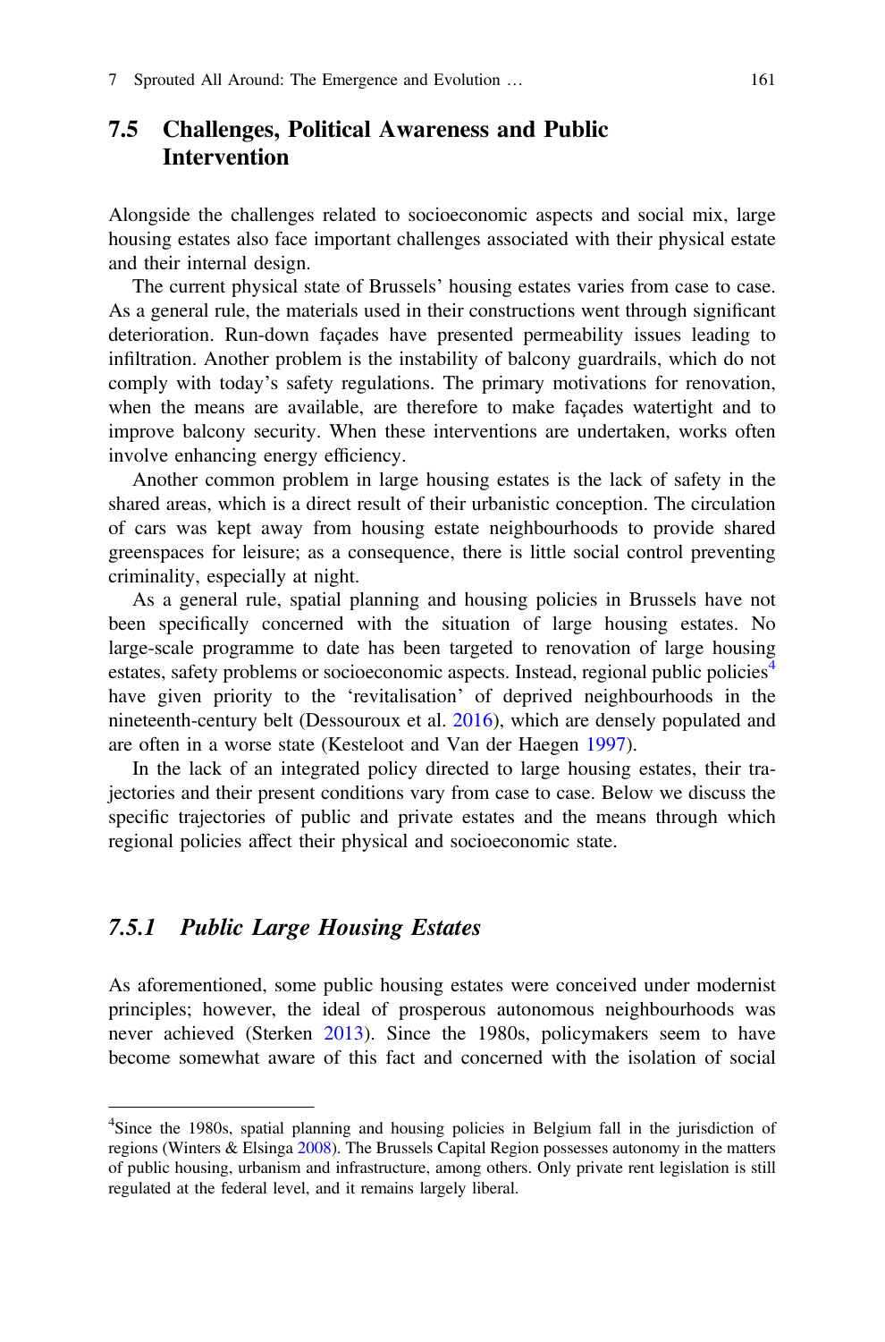## 7.5 Challenges, Political Awareness and Public Intervention

Alongside the challenges related to socioeconomic aspects and social mix, large housing estates also face important challenges associated with their physical estate and their internal design.

The current physical state of Brussels' housing estates varies from case to case. As a general rule, the materials used in their constructions went through significant deterioration. Run-down façades have presented permeability issues leading to infiltration. Another problem is the instability of balcony guardrails, which do not comply with today's safety regulations. The primary motivations for renovation, when the means are available, are therefore to make façades watertight and to improve balcony security. When these interventions are undertaken, works often involve enhancing energy efficiency.

Another common problem in large housing estates is the lack of safety in the shared areas, which is a direct result of their urbanistic conception. The circulation of cars was kept away from housing estate neighbourhoods to provide shared greenspaces for leisure; as a consequence, there is little social control preventing criminality, especially at night.

As a general rule, spatial planning and housing policies in Brussels have not been specifically concerned with the situation of large housing estates. No large-scale programme to date has been targeted to renovation of large housing estates, safety problems or socioeconomic aspects. Instead, regional public policies[4] have given priority to the 'revitalisation' of deprived neighbourhoods in the nineteenth-century belt (Dessouroux et al. 2016), which are densely populated and are often in a worse state (Kesteloot and Van der Haegen 1997).

In the lack of an integrated policy directed to large housing estates, their trajectories and their present conditions vary from case to case. Below we discuss the specific trajectories of public and private estates and the means through which regional policies affect their physical and socioeconomic state.

### 7.5.1 *Public Large Housing Estates*

As aforementioned, some public housing estates were conceived under modernist principles; however, the ideal of prosperous autonomous neighbourhoods was never achieved (Sterken 2013). Since the 1980s, policymakers seem to have become somewhat aware of this fact and concerned with the isolation of social

[4]Since the 1980s, spatial planning and housing policies in Belgium fall in the jurisdiction of regions (Winters & Elsinga 2008). The Brussels Capital Region possesses autonomy in the matters of public housing, urbanism and infrastructure, among others. Only private rent legislation is still regulated at the federal level, and it remains largely liberal.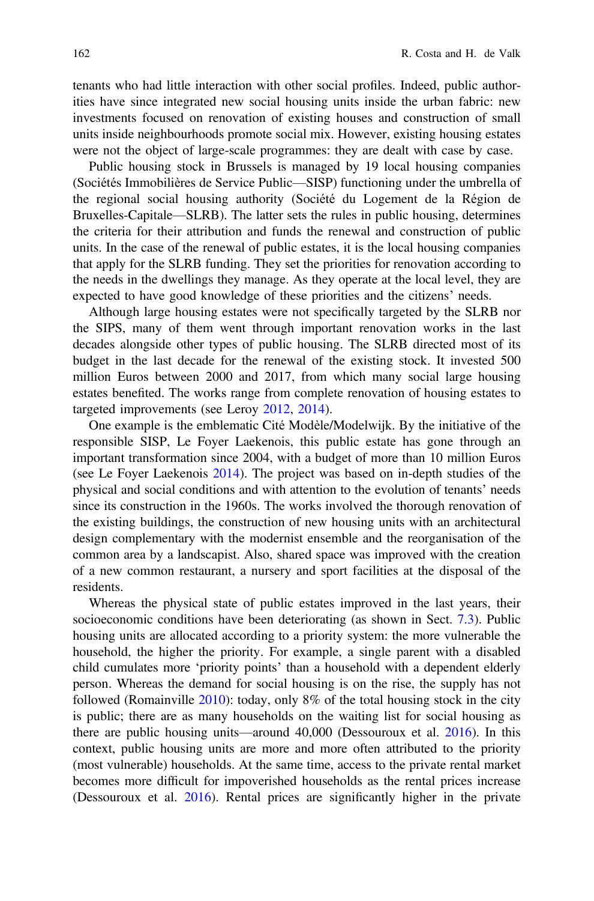tenants who had little interaction with other social profiles. Indeed, public authorities have since integrated new social housing units inside the urban fabric: new investments focused on renovation of existing houses and construction of small units inside neighbourhoods promote social mix. However, existing housing estates were not the object of large-scale programmes: they are dealt with case by case.

Public housing stock in Brussels is managed by 19 local housing companies (Sociétés Immobilières de Service Public—SISP) functioning under the umbrella of the regional social housing authority (Société du Logement de la Région de Bruxelles-Capitale—SLRB). The latter sets the rules in public housing, determines the criteria for their attribution and funds the renewal and construction of public units. In the case of the renewal of public estates, it is the local housing companies that apply for the SLRB funding. They set the priorities for renovation according to the needs in the dwellings they manage. As they operate at the local level, they are expected to have good knowledge of these priorities and the citizens' needs.

Although large housing estates were not specifically targeted by the SLRB nor the SIPS, many of them went through important renovation works in the last decades alongside other types of public housing. The SLRB directed most of its budget in the last decade for the renewal of the existing stock. It invested 500 million Euros between 2000 and 2017, from which many social large housing estates benefited. The works range from complete renovation of housing estates to targeted improvements (see Leroy 2012, 2014).

One example is the emblematic Cité Modèle/Modelwijk. By the initiative of the responsible SISP, Le Foyer Laekenois, this public estate has gone through an important transformation since 2004, with a budget of more than 10 million Euros (see Le Foyer Laekenois 2014). The project was based on in-depth studies of the physical and social conditions and with attention to the evolution of tenants' needs since its construction in the 1960s. The works involved the thorough renovation of the existing buildings, the construction of new housing units with an architectural design complementary with the modernist ensemble and the reorganisation of the common area by a landscapist. Also, shared space was improved with the creation of a new common restaurant, a nursery and sport facilities at the disposal of the residents.

Whereas the physical state of public estates improved in the last years, their socioeconomic conditions have been deteriorating (as shown in Sect. 7.3). Public housing units are allocated according to a priority system: the more vulnerable the household, the higher the priority. For example, a single parent with a disabled child cumulates more 'priority points' than a household with a dependent elderly person. Whereas the demand for social housing is on the rise, the supply has not followed (Romainville 2010): today, only 8% of the total housing stock in the city is public; there are as many households on the waiting list for social housing as there are public housing units—around 40,000 (Dessouroux et al. 2016). In this context, public housing units are more and more often attributed to the priority (most vulnerable) households. At the same time, access to the private rental market becomes more difficult for impoverished households as the rental prices increase (Dessouroux et al. 2016). Rental prices are significantly higher in the private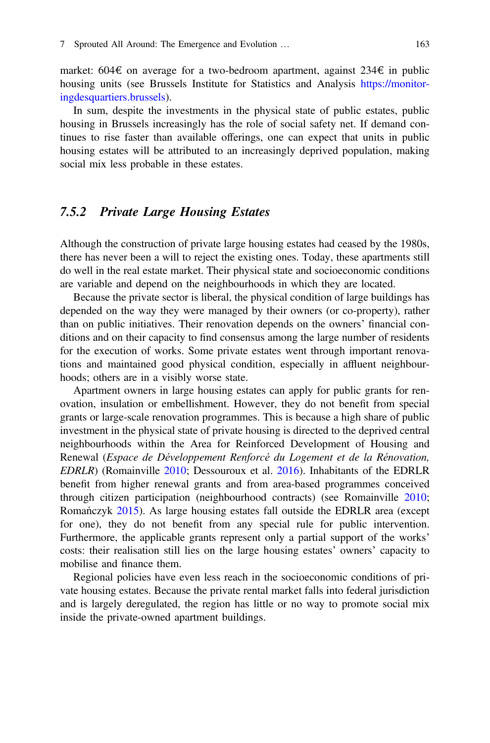market: 604€ on average for a two-bedroom apartment, against 234€ in public housing units (see Brussels Institute for Statistics and Analysis https://monitoringdesquartiers.brussels).

In sum, despite the investments in the physical state of public estates, public housing in Brussels increasingly has the role of social safety net. If demand continues to rise faster than available offerings, one can expect that units in public housing estates will be attributed to an increasingly deprived population, making social mix less probable in these estates.

### 7.5.2 *Private Large Housing Estates*

Although the construction of private large housing estates had ceased by the 1980s, there has never been a will to reject the existing ones. Today, these apartments still do well in the real estate market. Their physical state and socioeconomic conditions are variable and depend on the neighbourhoods in which they are located.

Because the private sector is liberal, the physical condition of large buildings has depended on the way they were managed by their owners (or co-property), rather than on public initiatives. Their renovation depends on the owners' financial conditions and on their capacity to find consensus among the large number of residents for the execution of works. Some private estates went through important renovations and maintained good physical condition, especially in affluent neighbourhoods; others are in a visibly worse state.

Apartment owners in large housing estates can apply for public grants for renovation, insulation or embellishment. However, they do not benefit from special grants or large-scale renovation programmes. This is because a high share of public investment in the physical state of private housing is directed to the deprived central neighbourhoods within the Area for Reinforced Development of Housing and Renewal (*Espace de Développement Renforcé du Logement et de la Rénovation, EDRLR*) (Romainville 2010; Dessouroux et al. 2016). Inhabitants of the EDRLR benefit from higher renewal grants and from area-based programmes conceived through citizen participation (neighbourhood contracts) (see Romainville 2010; Romańczyk 2015). As large housing estates fall outside the EDRLR area (except for one), they do not benefit from any special rule for public intervention. Furthermore, the applicable grants represent only a partial support of the works' costs: their realisation still lies on the large housing estates' owners' capacity to mobilise and finance them.

Regional policies have even less reach in the socioeconomic conditions of private housing estates. Because the private rental market falls into federal jurisdiction and is largely deregulated, the region has little or no way to promote social mix inside the private-owned apartment buildings.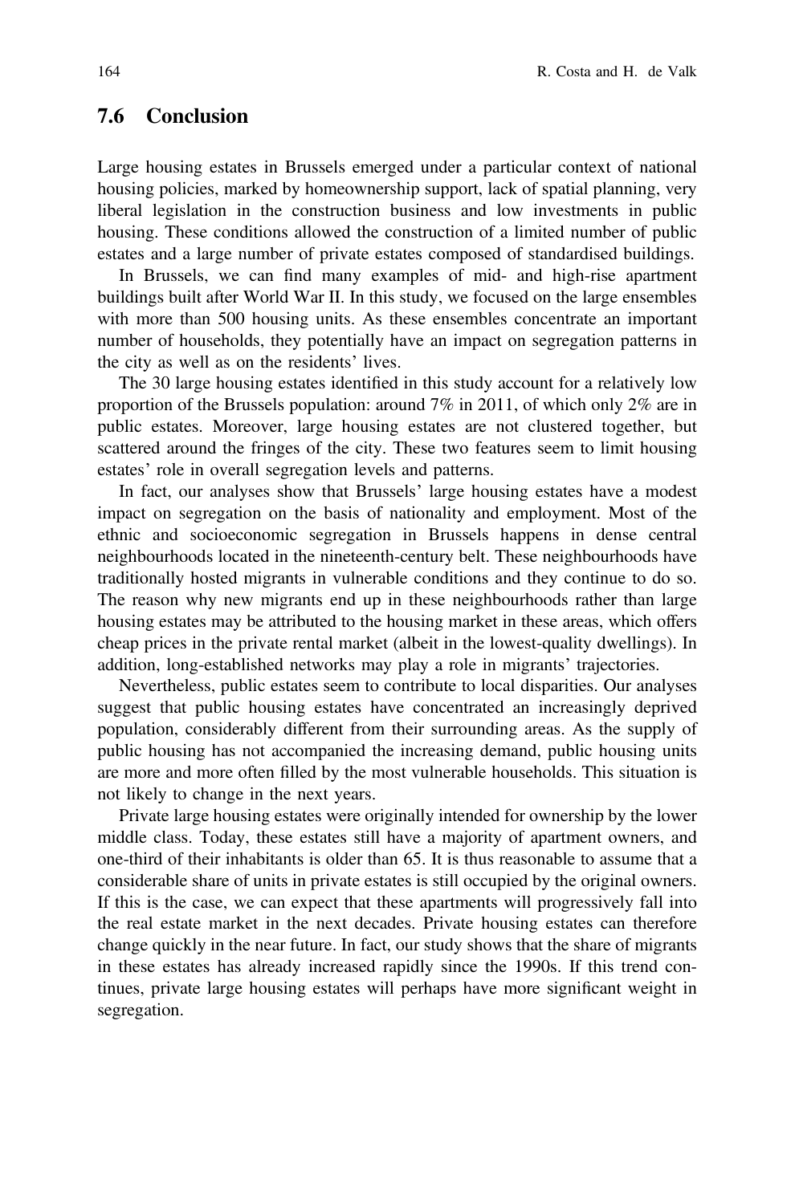## 7.6 Conclusion

Large housing estates in Brussels emerged under a particular context of national housing policies, marked by homeownership support, lack of spatial planning, very liberal legislation in the construction business and low investments in public housing. These conditions allowed the construction of a limited number of public estates and a large number of private estates composed of standardised buildings.

In Brussels, we can find many examples of mid- and high-rise apartment buildings built after World War II. In this study, we focused on the large ensembles with more than 500 housing units. As these ensembles concentrate an important number of households, they potentially have an impact on segregation patterns in the city as well as on the residents' lives.

The 30 large housing estates identified in this study account for a relatively low proportion of the Brussels population: around 7% in 2011, of which only 2% are in public estates. Moreover, large housing estates are not clustered together, but scattered around the fringes of the city. These two features seem to limit housing estates' role in overall segregation levels and patterns.

In fact, our analyses show that Brussels' large housing estates have a modest impact on segregation on the basis of nationality and employment. Most of the ethnic and socioeconomic segregation in Brussels happens in dense central neighbourhoods located in the nineteenth-century belt. These neighbourhoods have traditionally hosted migrants in vulnerable conditions and they continue to do so. The reason why new migrants end up in these neighbourhoods rather than large housing estates may be attributed to the housing market in these areas, which offers cheap prices in the private rental market (albeit in the lowest-quality dwellings). In addition, long-established networks may play a role in migrants' trajectories.

Nevertheless, public estates seem to contribute to local disparities. Our analyses suggest that public housing estates have concentrated an increasingly deprived population, considerably different from their surrounding areas. As the supply of public housing has not accompanied the increasing demand, public housing units are more and more often filled by the most vulnerable households. This situation is not likely to change in the next years.

Private large housing estates were originally intended for ownership by the lower middle class. Today, these estates still have a majority of apartment owners, and one-third of their inhabitants is older than 65. It is thus reasonable to assume that a considerable share of units in private estates is still occupied by the original owners. If this is the case, we can expect that these apartments will progressively fall into the real estate market in the next decades. Private housing estates can therefore change quickly in the near future. In fact, our study shows that the share of migrants in these estates has already increased rapidly since the 1990s. If this trend continues, private large housing estates will perhaps have more significant weight in segregation.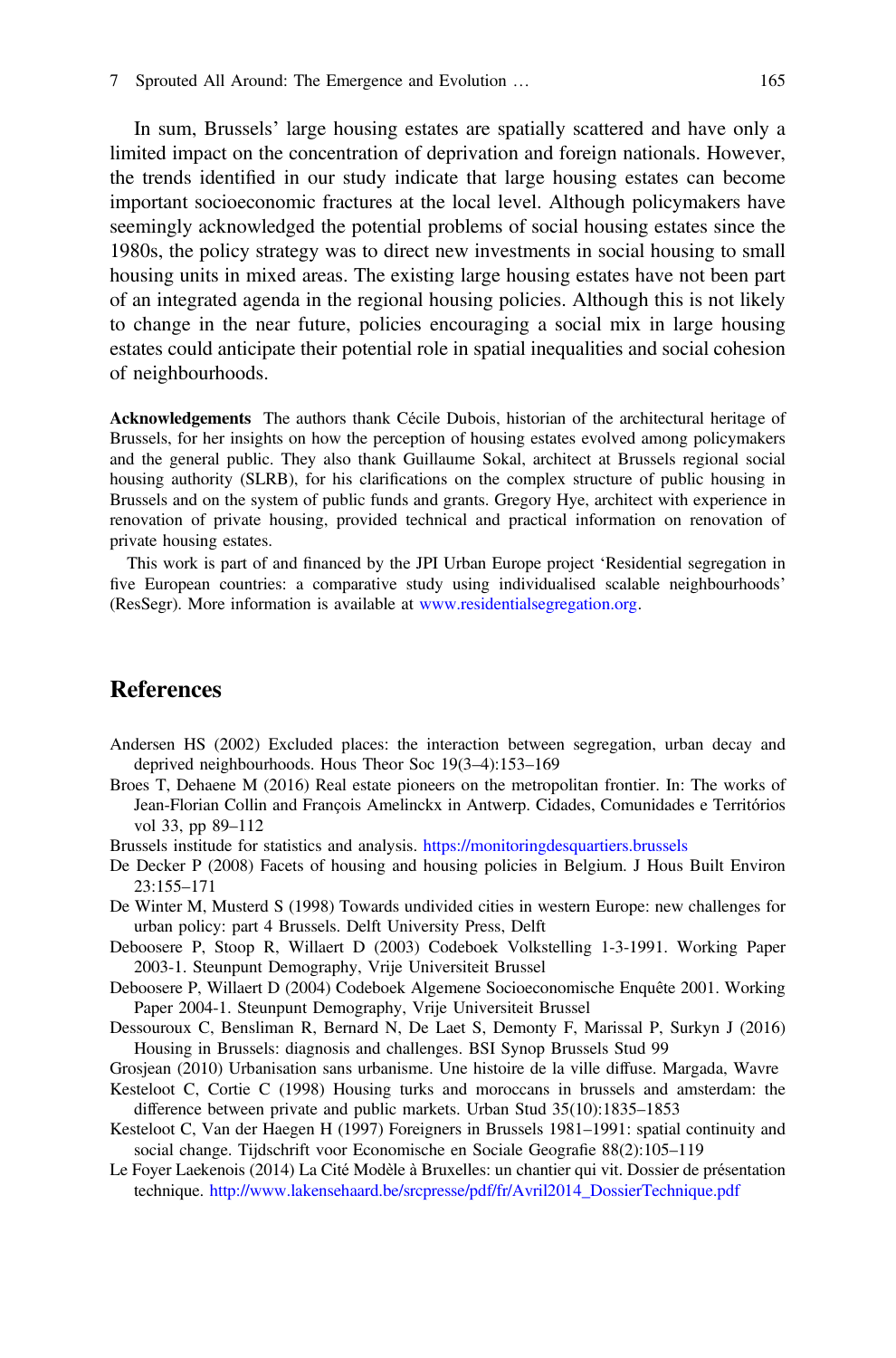In sum, Brussels' large housing estates are spatially scattered and have only a limited impact on the concentration of deprivation and foreign nationals. However, the trends identified in our study indicate that large housing estates can become important socioeconomic fractures at the local level. Although policymakers have seemingly acknowledged the potential problems of social housing estates since the 1980s, the policy strategy was to direct new investments in social housing to small housing units in mixed areas. The existing large housing estates have not been part of an integrated agenda in the regional housing policies. Although this is not likely to change in the near future, policies encouraging a social mix in large housing estates could anticipate their potential role in spatial inequalities and social cohesion of neighbourhoods.

**Acknowledgements** The authors thank Cécile Dubois, historian of the architectural heritage of Brussels, for her insights on how the perception of housing estates evolved among policymakers and the general public. They also thank Guillaume Sokal, architect at Brussels regional social housing authority (SLRB), for his clarifications on the complex structure of public housing in Brussels and on the system of public funds and grants. Gregory Hye, architect with experience in renovation of private housing, provided technical and practical information on renovation of private housing estates.

This work is part of and financed by the JPI Urban Europe project 'Residential segregation in five European countries: a comparative study using individualised scalable neighbourhoods' (ResSegr). More information is available at www.residentialsegregation.org.

## References

Andersen HS (2002) Excluded places: the interaction between segregation, urban decay and deprived neighbourhoods. Hous Theor Soc 19(3–4):153–169

Broes T, Dehaene M (2016) Real estate pioneers on the metropolitan frontier. In: The works of Jean-Florian Collin and François Amelinckx in Antwerp. Cidades, Comunidades e Territórios vol 33, pp 89–112

Brussels institude for statistics and analysis. https://monitoringdesquartiers.brussels

De Decker P (2008) Facets of housing and housing policies in Belgium. J Hous Built Environ 23:155–171

De Winter M, Musterd S (1998) Towards undivided cities in western Europe: new challenges for urban policy: part 4 Brussels. Delft University Press, Delft

Deboosere P, Stoop R, Willaert D (2003) Codeboek Volkstelling 1-3-1991. Working Paper 2003-1. Steunpunt Demography, Vrije Universiteit Brussel

Deboosere P, Willaert D (2004) Codeboek Algemene Socioeconomische Enquête 2001. Working Paper 2004-1. Steunpunt Demography, Vrije Universiteit Brussel

Dessouroux C, Bensliman R, Bernard N, De Laet S, Demonty F, Marissal P, Surkyn J (2016) Housing in Brussels: diagnosis and challenges. BSI Synop Brussels Stud 99

Grosjean (2010) Urbanisation sans urbanisme. Une histoire de la ville diffuse. Margada, Wavre

Kesteloot C, Cortie C (1998) Housing turks and moroccans in brussels and amsterdam: the difference between private and public markets. Urban Stud 35(10):1835–1853

Kesteloot C, Van der Haegen H (1997) Foreigners in Brussels 1981–1991: spatial continuity and social change. Tijdschrift voor Economische en Sociale Geografie 88(2):105–119

Le Foyer Laekenois (2014) La Cité Modèle à Bruxelles: un chantier qui vit. Dossier de présentation technique. http://www.lakensehaard.be/srcpresse/pdf/fr/Avril2014_DossierTechnique.pdf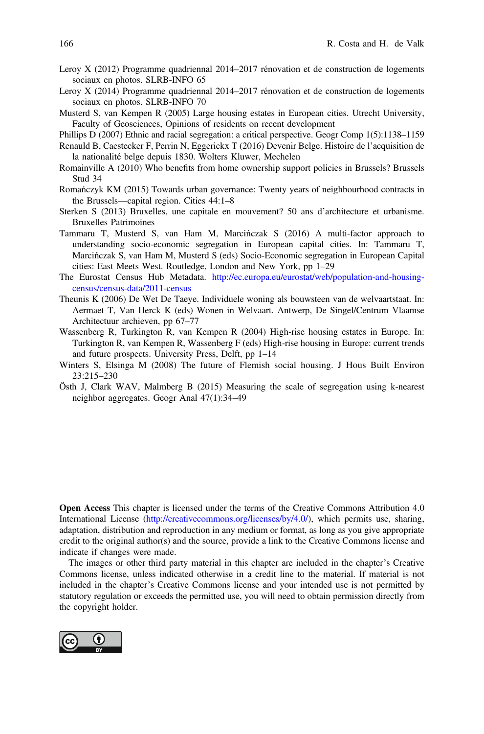Leroy X (2012) Programme quadriennal 2014–2017 rénovation et de construction de logements sociaux en photos. SLRB-INFO 65

Leroy X (2014) Programme quadriennal 2014–2017 rénovation et de construction de logements sociaux en photos. SLRB-INFO 70

Musterd S, van Kempen R (2005) Large housing estates in European cities. Utrecht University, Faculty of Geosciences, Opinions of residents on recent development

Phillips D (2007) Ethnic and racial segregation: a critical perspective. Geogr Comp 1(5):1138–1159

Renauld B, Caestecker F, Perrin N, Eggerickx T (2016) Devenir Belge. Histoire de l'acquisition de la nationalité belge depuis 1830. Wolters Kluwer, Mechelen

Romainville A (2010) Who benefits from home ownership support policies in Brussels? Brussels Stud 34

Romańczyk KM (2015) Towards urban governance: Twenty years of neighbourhood contracts in the Brussels—capital region. Cities 44:1–8

Sterken S (2013) Bruxelles, une capitale en mouvement? 50 ans d'architecture et urbanisme. Bruxelles Patrimoines

Tammaru T, Musterd S, van Ham M, Marcińczak S (2016) A multi-factor approach to understanding socio-economic segregation in European capital cities. In: Tammaru T, Marcińczak S, van Ham M, Musterd S (eds) Socio-Economic segregation in European Capital cities: East Meets West. Routledge, London and New York, pp 1–29

The Eurostat Census Hub Metadata. http://ec.europa.eu/eurostat/web/population-and-housing-census/census-data/2011-census

Theunis K (2006) De Wet De Taeye. Individuele woning als bouwsteen van de welvaartstaat. In: Aermaet T, Van Herck K (eds) Wonen in Welvaart. Antwerp, De Singel/Centrum Vlaamse Architectuur archieven, pp 67–77

Wassenberg R, Turkington R, van Kempen R (2004) High-rise housing estates in Europe. In: Turkington R, van Kempen R, Wassenberg F (eds) High-rise housing in Europe: current trends and future prospects. University Press, Delft, pp 1–14

Winters S, Elsinga M (2008) The future of Flemish social housing. J Hous Built Environ 23:215–230

Östh J, Clark WAV, Malmberg B (2015) Measuring the scale of segregation using k-nearest neighbor aggregates. Geogr Anal 47(1):34–49

**Open Access** This chapter is licensed under the terms of the Creative Commons Attribution 4.0 International License (http://creativecommons.org/licenses/by/4.0/), which permits use, sharing, adaptation, distribution and reproduction in any medium or format, as long as you give appropriate credit to the original author(s) and the source, provide a link to the Creative Commons license and indicate if changes were made.

The images or other third party material in this chapter are included in the chapter's Creative Commons license, unless indicated otherwise in a credit line to the material. If material is not included in the chapter's Creative Commons license and your intended use is not permitted by statutory regulation or exceeds the permitted use, you will need to obtain permission directly from the copyright holder.